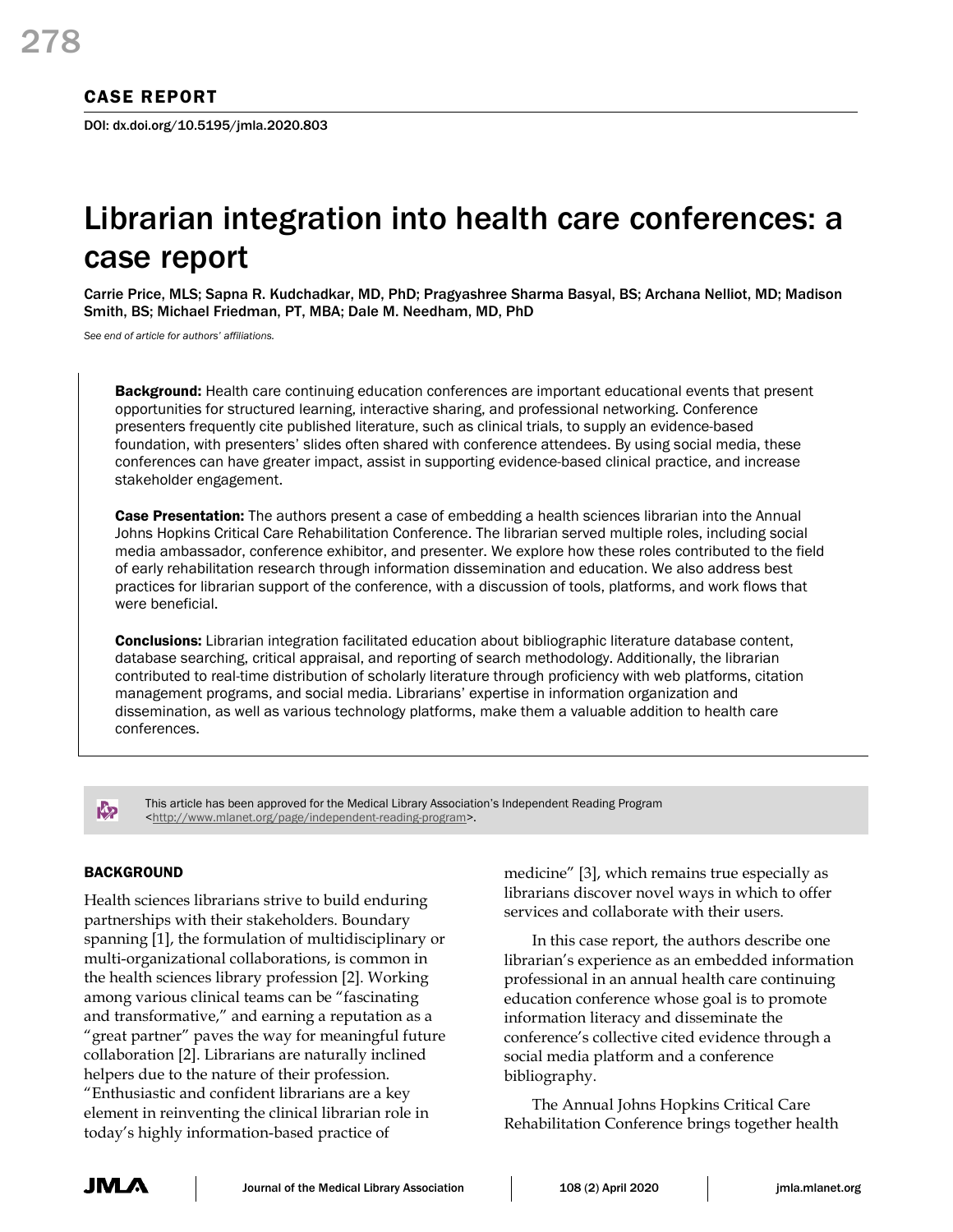## CASE REPORT

DOI: dx.doi.org/10.5195/jmla.2020.803

# Librarian integration into health care conferences: a case report

Carrie Price, MLS; Sapna R. Kudchadkar, MD, PhD; Pragyashree Sharma Basyal, BS; Archana Nelliot, MD; Madison Smith, BS; Michael Friedman, PT, MBA; Dale M. Needham, MD, PhD

*See end of article for authors' affiliations.*

**Background:** Health care continuing education conferences are important educational events that present opportunities for structured learning, interactive sharing, and professional networking. Conference presenters frequently cite published literature, such as clinical trials, to supply an evidence-based foundation, with presenters' slides often shared with conference attendees. By using social media, these conferences can have greater impact, assist in supporting evidence-based clinical practice, and increase stakeholder engagement.

**Case Presentation:** The authors present a case of embedding a health sciences librarian into the Annual Johns Hopkins Critical Care Rehabilitation Conference. The librarian served multiple roles, including social media ambassador, conference exhibitor, and presenter. We explore how these roles contributed to the field of early rehabilitation research through information dissemination and education. We also address best practices for librarian support of the conference, with a discussion of tools, platforms, and work flows that were beneficial.

**Conclusions:** Librarian integration facilitated education about bibliographic literature database content, database searching, critical appraisal, and reporting of search methodology. Additionally, the librarian contributed to real-time distribution of scholarly literature through proficiency with web platforms, citation management programs, and social media. Librarians' expertise in information organization and dissemination, as well as various technology platforms, make them a valuable addition to health care conferences.

This article has been approved for the Medical Library Association's Independent Reading Program <http://www.mlanet.org/page/independent-reading-program>.

## BACKGROUND

Health sciences librarians strive to build enduring partnerships with their stakeholders. Boundary spanning [1], the formulation of multidisciplinary or multi-organizational collaborations, is common in the health sciences library profession [2]. Working among various clinical teams can be "fascinating and transformative," and earning a reputation as a "great partner" paves the way for meaningful future collaboration [2]. Librarians are naturally inclined helpers due to the nature of their profession. "Enthusiastic and confident librarians are a key element in reinventing the clinical librarian role in today's highly information-based practice of medicine" [3], which remains true especially as librarians discover novel ways in which to offer services and collaborate with their users.

In this case report, the authors describe one librarian's experience as an embedded information professional in an annual health care continuing education conference whose goal is to promote information literacy and disseminate the conference's collective cited evidence through a social media platform and a conference bibliography.

The Annual Johns Hopkins Critical Care Rehabilitation Conference brings together health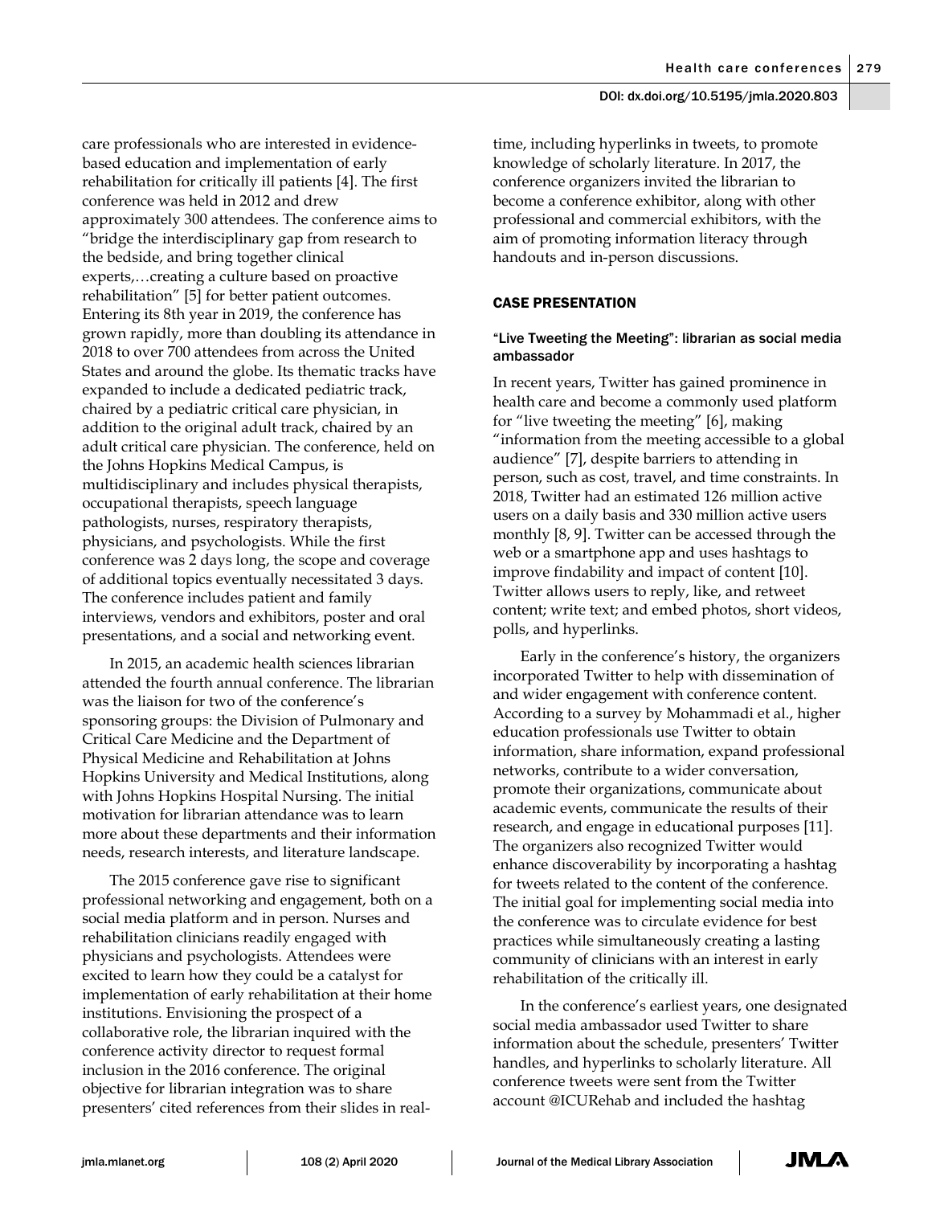care professionals who are interested in evidence-based education and implementation of early rehabilitation for critically ill patients [4]. The first conference was held in 2012 and drew approximately 300 attendees. The conference aims to "bridge the interdisciplinary gap from research to the bedside, and bring together clinical experts,…creating a culture based on proactive rehabilitation" [5] for better patient outcomes. Entering its 8th year in 2019, the conference has grown rapidly, more than doubling its attendance in 2018 to over 700 attendees from across the United States and around the globe. Its thematic tracks have expanded to include a dedicated pediatric track, chaired by a pediatric critical care physician, in addition to the original adult track, chaired by an adult critical care physician. The conference, held on the Johns Hopkins Medical Campus, is multidisciplinary and includes physical therapists, occupational therapists, speech language pathologists, nurses, respiratory therapists, physicians, and psychologists. While the first conference was 2 days long, the scope and coverage of additional topics eventually necessitated 3 days. The conference includes patient and family interviews, vendors and exhibitors, poster and oral presentations, and a social and networking event.

In 2015, an academic health sciences librarian attended the fourth annual conference. The librarian was the liaison for two of the conference's sponsoring groups: the Division of Pulmonary and Critical Care Medicine and the Department of Physical Medicine and Rehabilitation at Johns Hopkins University and Medical Institutions, along with Johns Hopkins Hospital Nursing. The initial motivation for librarian attendance was to learn more about these departments and their information needs, research interests, and literature landscape.

The 2015 conference gave rise to significant professional networking and engagement, both on a social media platform and in person. Nurses and rehabilitation clinicians readily engaged with physicians and psychologists. Attendees were excited to learn how they could be a catalyst for implementation of early rehabilitation at their home institutions. Envisioning the prospect of a collaborative role, the librarian inquired with the conference activity director to request formal inclusion in the 2016 conference. The original objective for librarian integration was to share presenters' cited references from their slides in real-time, including hyperlinks in tweets, to promote knowledge of scholarly literature. In 2017, the conference organizers invited the librarian to become a conference exhibitor, along with other professional and commercial exhibitors, with the aim of promoting information literacy through handouts and in-person discussions.

## CASE PRESENTATION

### "Live Tweeting the Meeting": librarian as social media ambassador

In recent years, Twitter has gained prominence in health care and become a commonly used platform for "live tweeting the meeting" [6], making "information from the meeting accessible to a global audience" [7], despite barriers to attending in person, such as cost, travel, and time constraints. In 2018, Twitter had an estimated 126 million active users on a daily basis and 330 million active users monthly [8, 9]. Twitter can be accessed through the web or a smartphone app and uses hashtags to improve findability and impact of content [10]. Twitter allows users to reply, like, and retweet content; write text; and embed photos, short videos, polls, and hyperlinks.

Early in the conference's history, the organizers incorporated Twitter to help with dissemination of and wider engagement with conference content. According to a survey by Mohammadi et al., higher education professionals use Twitter to obtain information, share information, expand professional networks, contribute to a wider conversation, promote their organizations, communicate about academic events, communicate the results of their research, and engage in educational purposes [11]. The organizers also recognized Twitter would enhance discoverability by incorporating a hashtag for tweets related to the content of the conference. The initial goal for implementing social media into the conference was to circulate evidence for best practices while simultaneously creating a lasting community of clinicians with an interest in early rehabilitation of the critically ill.

In the conference's earliest years, one designated social media ambassador used Twitter to share information about the schedule, presenters' Twitter handles, and hyperlinks to scholarly literature. All conference tweets were sent from the Twitter account @ICURehab and included the hashtag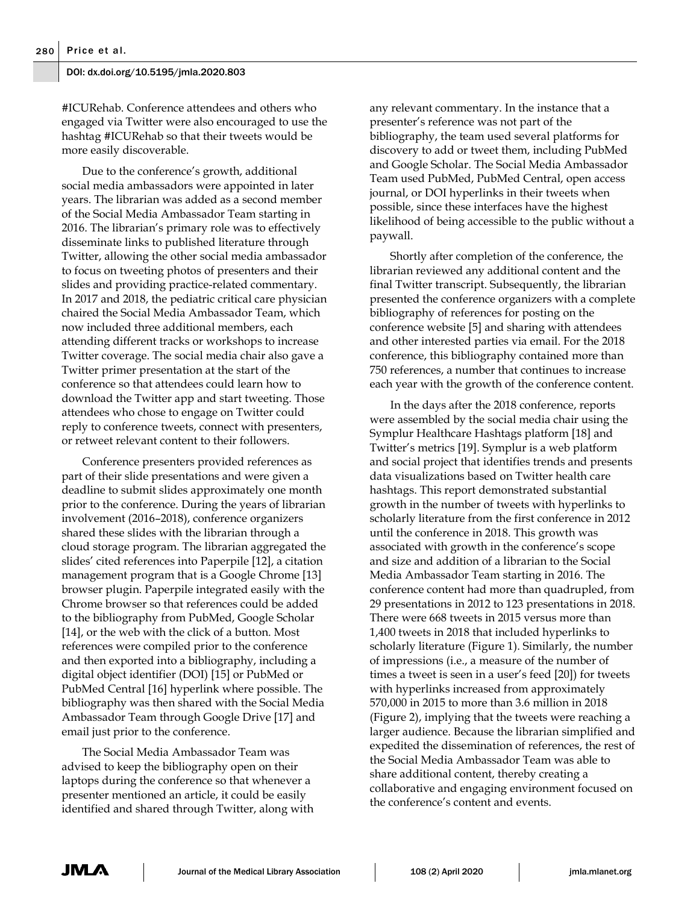#ICURehab. Conference attendees and others who engaged via Twitter were also encouraged to use the hashtag #ICURehab so that their tweets would be more easily discoverable.

Due to the conference's growth, additional social media ambassadors were appointed in later years. The librarian was added as a second member of the Social Media Ambassador Team starting in 2016. The librarian's primary role was to effectively disseminate links to published literature through Twitter, allowing the other social media ambassador to focus on tweeting photos of presenters and their slides and providing practice-related commentary. In 2017 and 2018, the pediatric critical care physician chaired the Social Media Ambassador Team, which now included three additional members, each attending different tracks or workshops to increase Twitter coverage. The social media chair also gave a Twitter primer presentation at the start of the conference so that attendees could learn how to download the Twitter app and start tweeting. Those attendees who chose to engage on Twitter could reply to conference tweets, connect with presenters, or retweet relevant content to their followers.

Conference presenters provided references as part of their slide presentations and were given a deadline to submit slides approximately one month prior to the conference. During the years of librarian involvement (2016–2018), conference organizers shared these slides with the librarian through a cloud storage program. The librarian aggregated the slides' cited references into Paperpile [12], a citation management program that is a Google Chrome [13] browser plugin. Paperpile integrated easily with the Chrome browser so that references could be added to the bibliography from PubMed, Google Scholar [14], or the web with the click of a button. Most references were compiled prior to the conference and then exported into a bibliography, including a digital object identifier (DOI) [15] or PubMed or PubMed Central [16] hyperlink where possible. The bibliography was then shared with the Social Media Ambassador Team through Google Drive [17] and email just prior to the conference.

The Social Media Ambassador Team was advised to keep the bibliography open on their laptops during the conference so that whenever a presenter mentioned an article, it could be easily identified and shared through Twitter, along with any relevant commentary. In the instance that a presenter's reference was not part of the bibliography, the team used several platforms for discovery to add or tweet them, including PubMed and Google Scholar. The Social Media Ambassador Team used PubMed, PubMed Central, open access journal, or DOI hyperlinks in their tweets when possible, since these interfaces have the highest likelihood of being accessible to the public without a paywall.

Shortly after completion of the conference, the librarian reviewed any additional content and the final Twitter transcript. Subsequently, the librarian presented the conference organizers with a complete bibliography of references for posting on the conference website [5] and sharing with attendees and other interested parties via email. For the 2018 conference, this bibliography contained more than 750 references, a number that continues to increase each year with the growth of the conference content.

In the days after the 2018 conference, reports were assembled by the social media chair using the Symplur Healthcare Hashtags platform [18] and Twitter's metrics [19]. Symplur is a web platform and social project that identifies trends and presents data visualizations based on Twitter health care hashtags. This report demonstrated substantial growth in the number of tweets with hyperlinks to scholarly literature from the first conference in 2012 until the conference in 2018. This growth was associated with growth in the conference's scope and size and addition of a librarian to the Social Media Ambassador Team starting in 2016. The conference content had more than quadrupled, from 29 presentations in 2012 to 123 presentations in 2018. There were 668 tweets in 2015 versus more than 1,400 tweets in 2018 that included hyperlinks to scholarly literature (Figure 1). Similarly, the number of impressions (i.e., a measure of the number of times a tweet is seen in a user's feed [20]) for tweets with hyperlinks increased from approximately 570,000 in 2015 to more than 3.6 million in 2018 (Figure 2), implying that the tweets were reaching a larger audience. Because the librarian simplified and expedited the dissemination of references, the rest of the Social Media Ambassador Team was able to share additional content, thereby creating a collaborative and engaging environment focused on the conference's content and events.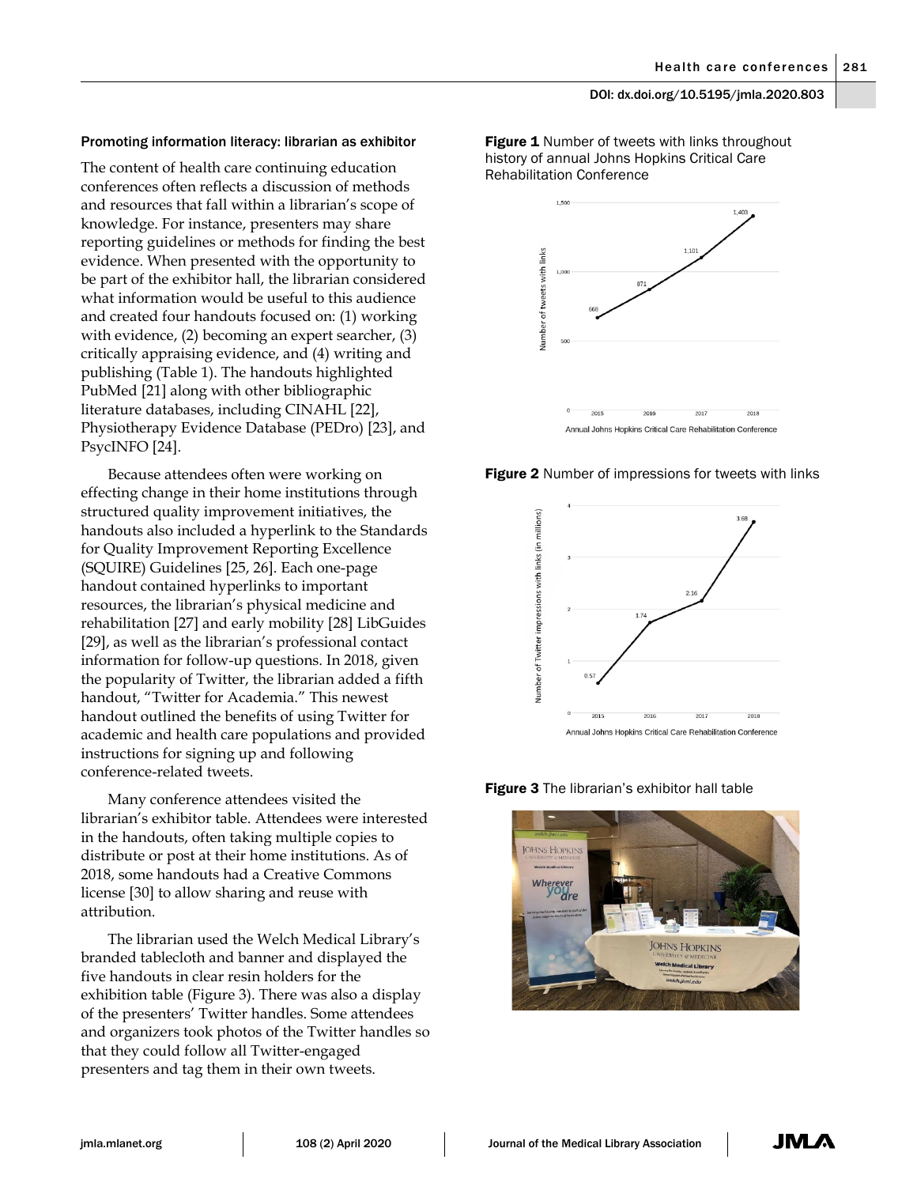### Promoting information literacy: librarian as exhibitor

The content of health care continuing education conferences often reflects a discussion of methods and resources that fall within a librarian's scope of knowledge. For instance, presenters may share reporting guidelines or methods for finding the best evidence. When presented with the opportunity to be part of the exhibitor hall, the librarian considered what information would be useful to this audience and created four handouts focused on: (1) working with evidence, (2) becoming an expert searcher, (3) critically appraising evidence, and (4) writing and publishing (Table 1). The handouts highlighted PubMed [21] along with other bibliographic literature databases, including CINAHL [22], Physiotherapy Evidence Database (PEDro) [23], and PsycINFO [24].

Because attendees often were working on effecting change in their home institutions through structured quality improvement initiatives, the handouts also included a hyperlink to the Standards for Quality Improvement Reporting Excellence (SQUIRE) Guidelines [25, 26]. Each one-page handout contained hyperlinks to important resources, the librarian's physical medicine and rehabilitation [27] and early mobility [28] LibGuides [29], as well as the librarian's professional contact information for follow-up questions. In 2018, given the popularity of Twitter, the librarian added a fifth handout, "Twitter for Academia." This newest handout outlined the benefits of using Twitter for academic and health care populations and provided instructions for signing up and following conference-related tweets.

Many conference attendees visited the librarian's exhibitor table. Attendees were interested in the handouts, often taking multiple copies to distribute or post at their home institutions. As of 2018, some handouts had a Creative Commons license [30] to allow sharing and reuse with attribution.

The librarian used the Welch Medical Library's branded tablecloth and banner and displayed the five handouts in clear resin holders for the exhibition table (Figure 3). There was also a display of the presenters' Twitter handles. Some attendees and organizers took photos of the Twitter handles so that they could follow all Twitter-engaged presenters and tag them in their own tweets.

**Figure 1** Number of tweets with links throughout history of annual Johns Hopkins Critical Care Rehabilitation Conference

**Figure 2** Number of impressions for tweets with links

**Figure 3** The librarian's exhibitor hall table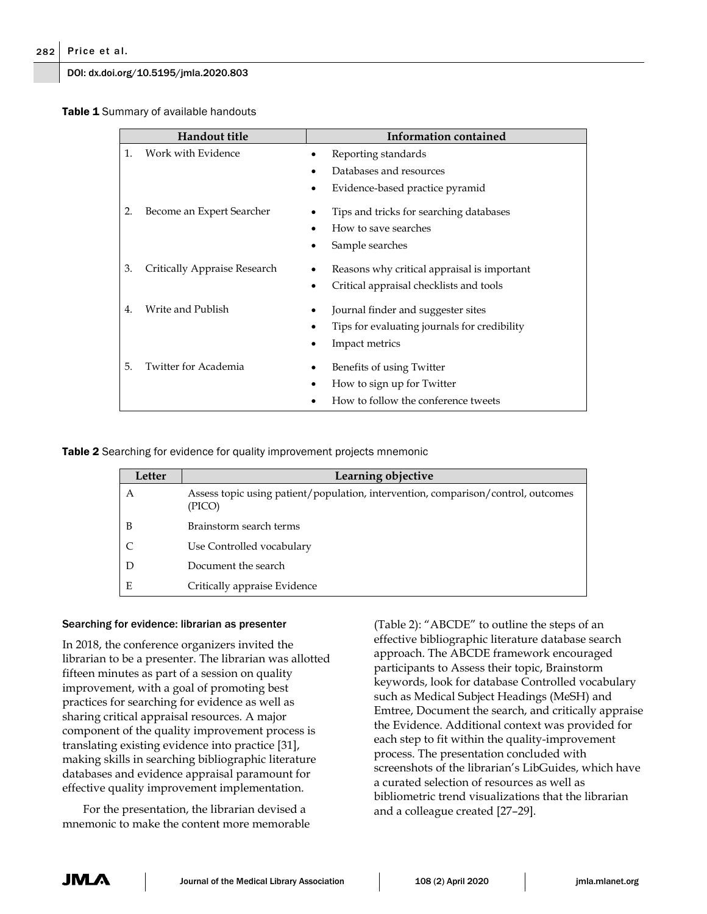**Table 1** Summary of available handouts

| Handout title | Information contained |
|---|---|
| 1. Work with Evidence | • Reporting standards<br>• Databases and resources<br>• Evidence-based practice pyramid |
| 2. Become an Expert Searcher | • Tips and tricks for searching databases<br>• How to save searches<br>• Sample searches |
| 3. Critically Appraise Research | • Reasons why critical appraisal is important<br>• Critical appraisal checklists and tools |
| 4. Write and Publish | • Journal finder and suggester sites<br>• Tips for evaluating journals for credibility<br>• Impact metrics |
| 5. Twitter for Academia | • Benefits of using Twitter<br>• How to sign up for Twitter<br>• How to follow the conference tweets |

**Table 2** Searching for evidence for quality improvement projects mnemonic

| Letter | Learning objective |
|---|---|
| A | Assess topic using patient/population, intervention, comparison/control, outcomes (PICO) |
| B | Brainstorm search terms |
| C | Use Controlled vocabulary |
| D | Document the search |
| E | Critically appraise Evidence |

### Searching for evidence: librarian as presenter

In 2018, the conference organizers invited the librarian to be a presenter. The librarian was allotted fifteen minutes as part of a session on quality improvement, with a goal of promoting best practices for searching for evidence as well as sharing critical appraisal resources. A major component of the quality improvement process is translating existing evidence into practice [31], making skills in searching bibliographic literature databases and evidence appraisal paramount for effective quality improvement implementation.

For the presentation, the librarian devised a mnemonic to make the content more memorable (Table 2): "ABCDE" to outline the steps of an effective bibliographic literature database search approach. The ABCDE framework encouraged participants to Assess their topic, Brainstorm keywords, look for database Controlled vocabulary such as Medical Subject Headings (MeSH) and Emtree, Document the search, and critically appraise the Evidence. Additional context was provided for each step to fit within the quality-improvement process. The presentation concluded with screenshots of the librarian's LibGuides, which have a curated selection of resources as well as bibliometric trend visualizations that the librarian and a colleague created [27–29].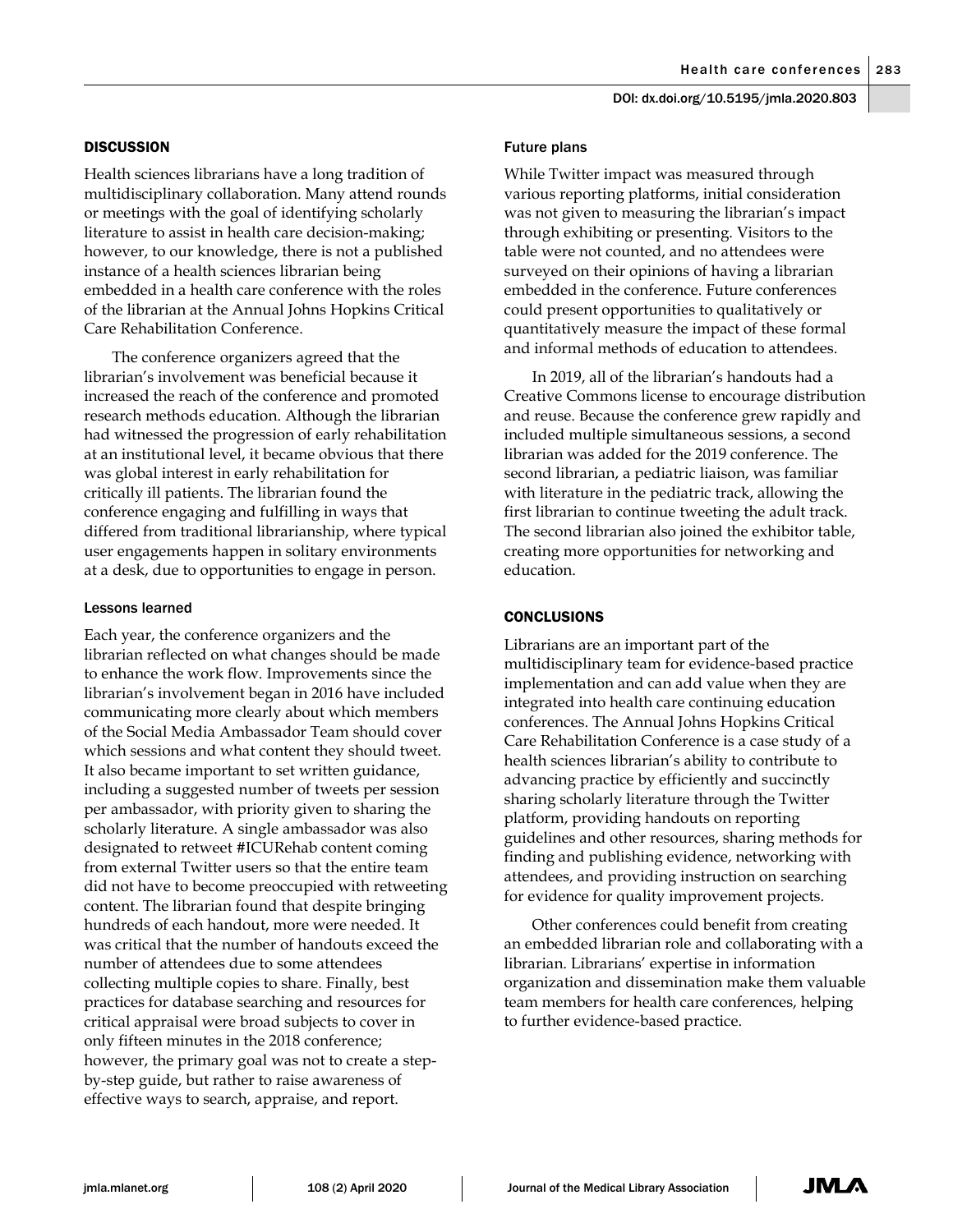## DISCUSSION

Health sciences librarians have a long tradition of multidisciplinary collaboration. Many attend rounds or meetings with the goal of identifying scholarly literature to assist in health care decision-making; however, to our knowledge, there is not a published instance of a health sciences librarian being embedded in a health care conference with the roles of the librarian at the Annual Johns Hopkins Critical Care Rehabilitation Conference.

The conference organizers agreed that the librarian's involvement was beneficial because it increased the reach of the conference and promoted research methods education. Although the librarian had witnessed the progression of early rehabilitation at an institutional level, it became obvious that there was global interest in early rehabilitation for critically ill patients. The librarian found the conference engaging and fulfilling in ways that differed from traditional librarianship, where typical user engagements happen in solitary environments at a desk, due to opportunities to engage in person.

### Lessons learned

Each year, the conference organizers and the librarian reflected on what changes should be made to enhance the work flow. Improvements since the librarian's involvement began in 2016 have included communicating more clearly about which members of the Social Media Ambassador Team should cover which sessions and what content they should tweet. It also became important to set written guidance, including a suggested number of tweets per session per ambassador, with priority given to sharing the scholarly literature. A single ambassador was also designated to retweet #ICURehab content coming from external Twitter users so that the entire team did not have to become preoccupied with retweeting content. The librarian found that despite bringing hundreds of each handout, more were needed. It was critical that the number of handouts exceed the number of attendees due to some attendees collecting multiple copies to share. Finally, best practices for database searching and resources for critical appraisal were broad subjects to cover in only fifteen minutes in the 2018 conference; however, the primary goal was not to create a step-by-step guide, but rather to raise awareness of effective ways to search, appraise, and report.

### Future plans

While Twitter impact was measured through various reporting platforms, initial consideration was not given to measuring the librarian's impact through exhibiting or presenting. Visitors to the table were not counted, and no attendees were surveyed on their opinions of having a librarian embedded in the conference. Future conferences could present opportunities to qualitatively or quantitatively measure the impact of these formal and informal methods of education to attendees.

In 2019, all of the librarian's handouts had a Creative Commons license to encourage distribution and reuse. Because the conference grew rapidly and included multiple simultaneous sessions, a second librarian was added for the 2019 conference. The second librarian, a pediatric liaison, was familiar with literature in the pediatric track, allowing the first librarian to continue tweeting the adult track. The second librarian also joined the exhibitor table, creating more opportunities for networking and education.

## CONCLUSIONS

Librarians are an important part of the multidisciplinary team for evidence-based practice implementation and can add value when they are integrated into health care continuing education conferences. The Annual Johns Hopkins Critical Care Rehabilitation Conference is a case study of a health sciences librarian's ability to contribute to advancing practice by efficiently and succinctly sharing scholarly literature through the Twitter platform, providing handouts on reporting guidelines and other resources, sharing methods for finding and publishing evidence, networking with attendees, and providing instruction on searching for evidence for quality improvement projects.

Other conferences could benefit from creating an embedded librarian role and collaborating with a librarian. Librarians' expertise in information organization and dissemination make them valuable team members for health care conferences, helping to further evidence-based practice.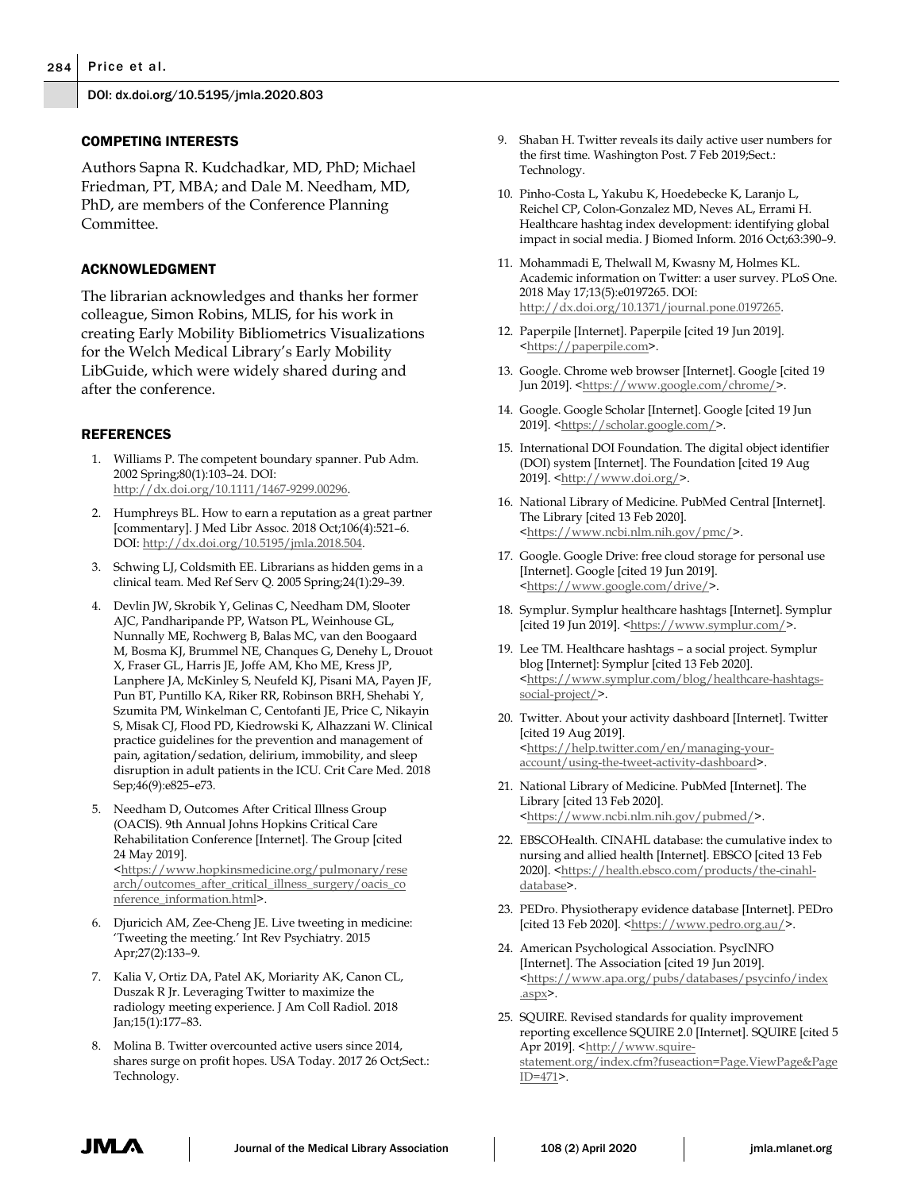## COMPETING INTERESTS

Authors Sapna R. Kudchadkar, MD, PhD; Michael Friedman, PT, MBA; and Dale M. Needham, MD, PhD, are members of the Conference Planning Committee.

## ACKNOWLEDGMENT

The librarian acknowledges and thanks her former colleague, Simon Robins, MLIS, for his work in creating Early Mobility Bibliometrics Visualizations for the Welch Medical Library's Early Mobility LibGuide, which were widely shared during and after the conference.

## REFERENCES

1. Williams P. The competent boundary spanner. Pub Adm. 2002 Spring;80(1):103–24. DOI: http://dx.doi.org/10.1111/1467-9299.00296.
2. Humphreys BL. How to earn a reputation as a great partner [commentary]. J Med Libr Assoc. 2018 Oct;106(4):521–6. DOI: http://dx.doi.org/10.5195/jmla.2018.504.
3. Schwing LJ, Coldsmith EE. Librarians as hidden gems in a clinical team. Med Ref Serv Q. 2005 Spring;24(1):29–39.
4. Devlin JW, Skrobik Y, Gelinas C, Needham DM, Slooter AJC, Pandharipande PP, Watson PL, Weinhouse GL, Nunnally ME, Rochwerg B, Balas MC, van den Boogaard M, Bosma KJ, Brummel NE, Chanques G, Denehy L, Drouot X, Fraser GL, Harris JE, Joffe AM, Kho ME, Kress JP, Lanphere JA, McKinley S, Neufeld KJ, Pisani MA, Payen JF, Pun BT, Puntillo KA, Riker RR, Robinson BRH, Shehabi Y, Szumita PM, Winkelman C, Centofanti JE, Price C, Nikayin S, Misak CJ, Flood PD, Kiedrowski K, Alhazzani W. Clinical practice guidelines for the prevention and management of pain, agitation/sedation, delirium, immobility, and sleep disruption in adult patients in the ICU. Crit Care Med. 2018 Sep;46(9):e825–e73.
5. Needham D, Outcomes After Critical Illness Group (OACIS). 9th Annual Johns Hopkins Critical Care Rehabilitation Conference [Internet]. The Group [cited 24 May 2019]. <https://www.hopkinsmedicine.org/pulmonary/research/outcomes_after_critical_illness_surgery/oacis_conference_information.html>.
6. Djuricich AM, Zee-Cheng JE. Live tweeting in medicine: 'Tweeting the meeting.' Int Rev Psychiatry. 2015 Apr;27(2):133–9.
7. Kalia V, Ortiz DA, Patel AK, Moriarity AK, Canon CL, Duszak R Jr. Leveraging Twitter to maximize the radiology meeting experience. J Am Coll Radiol. 2018 Jan;15(1):177–83.
8. Molina B. Twitter overcounted active users since 2014, shares surge on profit hopes. USA Today. 2017 26 Oct;Sect.: Technology.
9. Shaban H. Twitter reveals its daily active user numbers for the first time. Washington Post. 7 Feb 2019;Sect.: Technology.
10. Pinho-Costa L, Yakubu K, Hoedebecke K, Laranjo L, Reichel CP, Colon-Gonzalez MD, Neves AL, Errami H. Healthcare hashtag index development: identifying global impact in social media. J Biomed Inform. 2016 Oct;63:390–9.
11. Mohammadi E, Thelwall M, Kwasny M, Holmes KL. Academic information on Twitter: a user survey. PLoS One. 2018 May 17;13(5):e0197265. DOI: http://dx.doi.org/10.1371/journal.pone.0197265.
12. Paperpile [Internet]. Paperpile [cited 19 Jun 2019]. <https://paperpile.com>.
13. Google. Chrome web browser [Internet]. Google [cited 19 Jun 2019]. <https://www.google.com/chrome/>.
14. Google. Google Scholar [Internet]. Google [cited 19 Jun 2019]. <https://scholar.google.com/>.
15. International DOI Foundation. The digital object identifier (DOI) system [Internet]. The Foundation [cited 19 Aug 2019]. <http://www.doi.org/>.
16. National Library of Medicine. PubMed Central [Internet]. The Library [cited 13 Feb 2020]. <https://www.ncbi.nlm.nih.gov/pmc/>.
17. Google. Google Drive: free cloud storage for personal use [Internet]. Google [cited 19 Jun 2019]. <https://www.google.com/drive/>.
18. Symplur. Symplur healthcare hashtags [Internet]. Symplur [cited 19 Jun 2019]. <https://www.symplur.com/>.
19. Lee TM. Healthcare hashtags – a social project. Symplur blog [Internet]: Symplur [cited 13 Feb 2020]. <https://www.symplur.com/blog/healthcare-hashtags-social-project/>.
20. Twitter. About your activity dashboard [Internet]. Twitter [cited 19 Aug 2019]. <https://help.twitter.com/en/managing-your-account/using-the-tweet-activity-dashboard>.
21. National Library of Medicine. PubMed [Internet]. The Library [cited 13 Feb 2020]. <https://www.ncbi.nlm.nih.gov/pubmed/>.
22. EBSCOHealth. CINAHL database: the cumulative index to nursing and allied health [Internet]. EBSCO [cited 13 Feb 2020]. <https://health.ebsco.com/products/the-cinahl-database>.
23. PEDro. Physiotherapy evidence database [Internet]. PEDro [cited 13 Feb 2020]. <https://www.pedro.org.au/>.
24. American Psychological Association. PsycINFO [Internet]. The Association [cited 19 Jun 2019]. <https://www.apa.org/pubs/databases/psycinfo/index.aspx>.
25. SQUIRE. Revised standards for quality improvement reporting excellence SQUIRE 2.0 [Internet]. SQUIRE [cited 5 Apr 2019]. <http://www.squire-statement.org/index.cfm?fuseaction=Page.ViewPage&PageID=471>.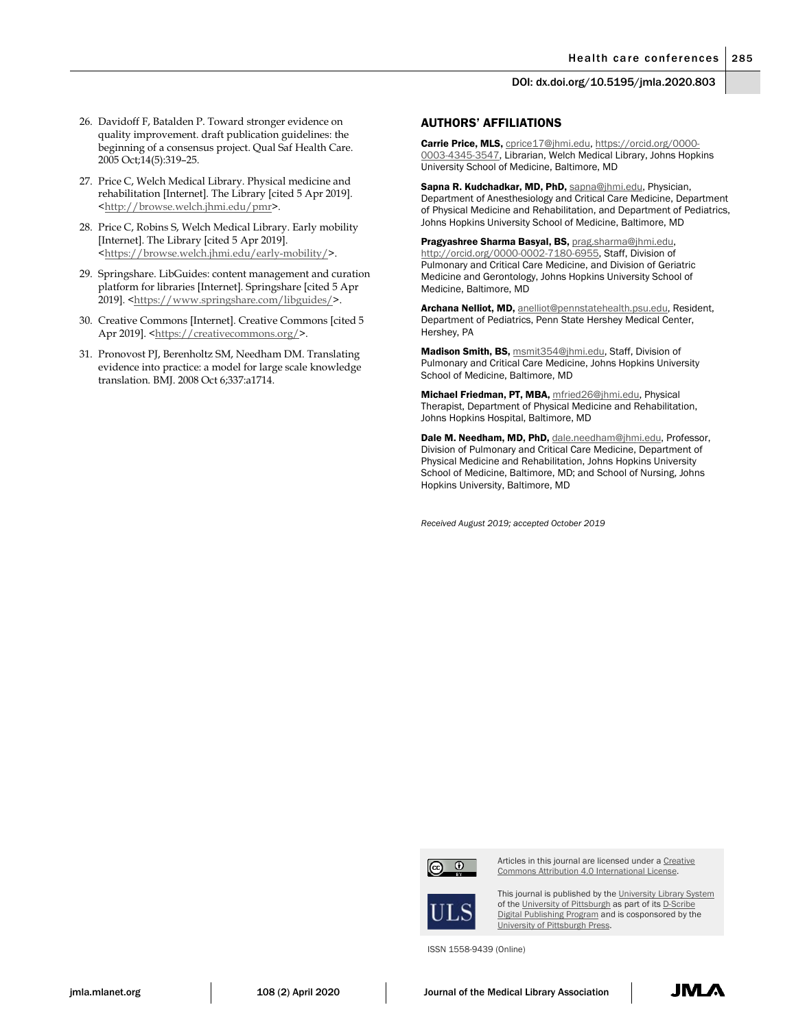26. Davidoff F, Batalden P. Toward stronger evidence on quality improvement. draft publication guidelines: the beginning of a consensus project. Qual Saf Health Care. 2005 Oct;14(5):319–25.

27. Price C, Welch Medical Library. Physical medicine and rehabilitation [Internet]. The Library [cited 5 Apr 2019]. <http://browse.welch.jhmi.edu/pmr>.

28. Price C, Robins S, Welch Medical Library. Early mobility [Internet]. The Library [cited 5 Apr 2019]. <https://browse.welch.jhmi.edu/early-mobility/>.

29. Springshare. LibGuides: content management and curation platform for libraries [Internet]. Springshare [cited 5 Apr 2019]. <https://www.springshare.com/libguides/>.

30. Creative Commons [Internet]. Creative Commons [cited 5 Apr 2019]. <https://creativecommons.org/>.

31. Pronovost PJ, Berenholtz SM, Needham DM. Translating evidence into practice: a model for large scale knowledge translation. BMJ. 2008 Oct 6;337:a1714.

## AUTHORS' AFFILIATIONS

**Carrie Price, MLS,** cprice17@jhmi.edu, https://orcid.org/0000-0003-4345-3547, Librarian, Welch Medical Library, Johns Hopkins University School of Medicine, Baltimore, MD

**Sapna R. Kudchadkar, MD, PhD,** sapna@jhmi.edu, Physician, Department of Anesthesiology and Critical Care Medicine, Department of Physical Medicine and Rehabilitation, and Department of Pediatrics, Johns Hopkins University School of Medicine, Baltimore, MD

**Pragyashree Sharma Basyal, BS,** prag.sharma@jhmi.edu, http://orcid.org/0000-0002-7180-6955, Staff, Division of Pulmonary and Critical Care Medicine, and Division of Geriatric Medicine and Gerontology, Johns Hopkins University School of Medicine, Baltimore, MD

**Archana Nelliot, MD,** anelliot@pennstatehealth.psu.edu, Resident, Department of Pediatrics, Penn State Hershey Medical Center, Hershey, PA

**Madison Smith, BS,** msmit354@jhmi.edu, Staff, Division of Pulmonary and Critical Care Medicine, Johns Hopkins University School of Medicine, Baltimore, MD

**Michael Friedman, PT, MBA,** mfried26@jhmi.edu, Physical Therapist, Department of Physical Medicine and Rehabilitation, Johns Hopkins Hospital, Baltimore, MD

**Dale M. Needham, MD, PhD,** dale.needham@jhmi.edu, Professor, Division of Pulmonary and Critical Care Medicine, Department of Physical Medicine and Rehabilitation, Johns Hopkins University School of Medicine, Baltimore, MD; and School of Nursing, Johns Hopkins University, Baltimore, MD

*Received August 2019; accepted October 2019*

Articles in this journal are licensed under a Creative Commons Attribution 4.0 International License.

This journal is published by the University Library System of the University of Pittsburgh as part of its D-Scribe Digital Publishing Program and is cosponsored by the University of Pittsburgh Press.

ISSN 1558-9439 (Online)